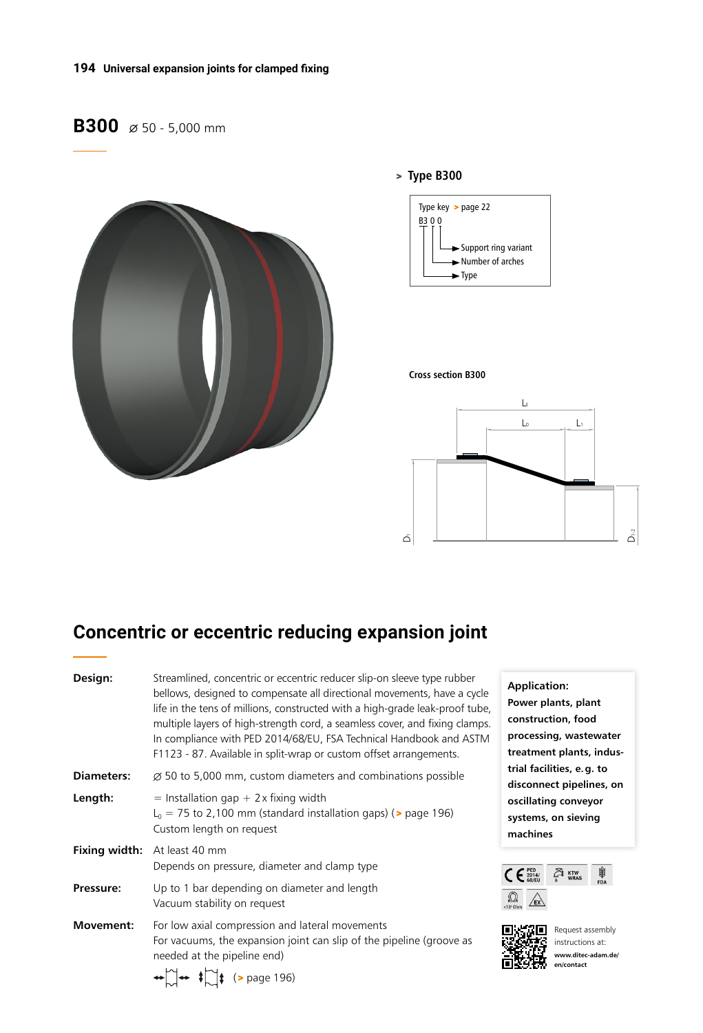# B300 ⌀ 50 - 5,000 mm

## > Type B300

Type key > page 22

B3 0 0
- Support ring variant
- Number of arches
- Type

Cross section B300

## Concentric or eccentric reducing expansion joint

**Design:** Streamlined, concentric or eccentric reducer slip-on sleeve type rubber bellows, designed to compensate all directional movements, have a cycle life in the tens of millions, constructed with a high-grade leak-proof tube, multiple layers of high-strength cord, a seamless cover, and fixing clamps. In compliance with PED 2014/68/EU, FSA Technical Handbook and ASTM F1123 - 87. Available in split-wrap or custom offset arrangements.

**Diameters:** ⌀ 50 to 5,000 mm, custom diameters and combinations possible

**Length:** = Installation gap + 2 x fixing width
$L_0$ = 75 to 2,100 mm (standard installation gaps) (> page 196)
Custom length on request

**Fixing width:** At least 40 mm
Depends on pressure, diameter and clamp type

**Pressure:** Up to 1 bar depending on diameter and length
Vacuum stability on request

**Movement:** For low axial compression and lateral movements
For vacuums, the expansion joint can slip of the pipeline (groove as needed at the pipeline end)
(> page 196)

**Application:**
**Power plants, plant construction, food processing, wastewater treatment plants, industrial facilities, e.g. to disconnect pipelines, on oscillating conveyor systems, on sieving machines**

Request assembly instructions at:
**www.ditec-adam.de/en/contact**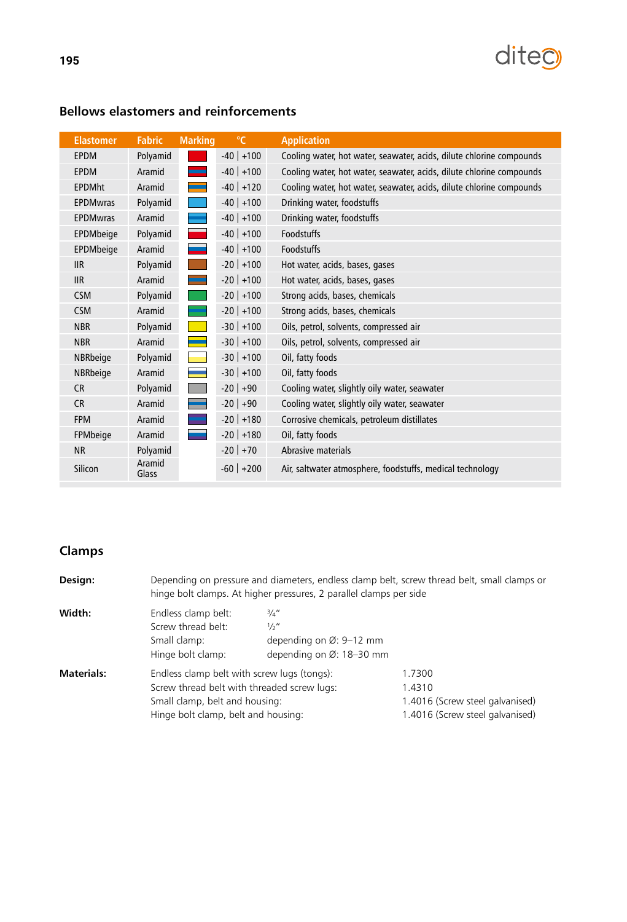## Bellows elastomers and reinforcements

| Elastomer | Fabric | Marking | °C | Application |
|---|---|---|---|---|
| EPDM | Polyamid | | -40 \| +100 | Cooling water, hot water, seawater, acids, dilute chlorine compounds |
| EPDM | Aramid | | -40 \| +100 | Cooling water, hot water, seawater, acids, dilute chlorine compounds |
| EPDMht | Aramid | | -40 \| +120 | Cooling water, hot water, seawater, acids, dilute chlorine compounds |
| EPDMwras | Polyamid | | -40 \| +100 | Drinking water, foodstuffs |
| EPDMwras | Aramid | | -40 \| +100 | Drinking water, foodstuffs |
| EPDMbeige | Polyamid | | -40 \| +100 | Foodstuffs |
| EPDMbeige | Aramid | | -40 \| +100 | Foodstuffs |
| IIR | Polyamid | | -20 \| +100 | Hot water, acids, bases, gases |
| IIR | Aramid | | -20 \| +100 | Hot water, acids, bases, gases |
| CSM | Polyamid | | -20 \| +100 | Strong acids, bases, chemicals |
| CSM | Aramid | | -20 \| +100 | Strong acids, bases, chemicals |
| NBR | Polyamid | | -30 \| +100 | Oils, petrol, solvents, compressed air |
| NBR | Aramid | | -30 \| +100 | Oils, petrol, solvents, compressed air |
| NBRbeige | Polyamid | | -30 \| +100 | Oil, fatty foods |
| NBRbeige | Aramid | | -30 \| +100 | Oil, fatty foods |
| CR | Polyamid | | -20 \| +90 | Cooling water, slightly oily water, seawater |
| CR | Aramid | | -20 \| +90 | Cooling water, slightly oily water, seawater |
| FPM | Aramid | | -20 \| +180 | Corrosive chemicals, petroleum distillates |
| FPMbeige | Aramid | | -20 \| +180 | Oil, fatty foods |
| NR | Polyamid | | -20 \| +70 | Abrasive materials |
| Silicon | Aramid Glass | | -60 \| +200 | Air, saltwater atmosphere, foodstuffs, medical technology |

## Clamps

**Design:** Depending on pressure and diameters, endless clamp belt, screw thread belt, small clamps or hinge bolt clamps. At higher pressures, 2 parallel clamps per side

**Width:**

| | |
|---|---|
| Endless clamp belt: | ¾" |
| Screw thread belt: | ½" |
| Small clamp: | depending on Ø: 9–12 mm |
| Hinge bolt clamp: | depending on Ø: 18–30 mm |

**Materials:**

| | |
|---|---|
| Endless clamp belt with screw lugs (tongs): | 1.7300 |
| Screw thread belt with threaded screw lugs: | 1.4310 |
| Small clamp, belt and housing: | 1.4016 (Screw steel galvanised) |
| Hinge bolt clamp, belt and housing: | 1.4016 (Screw steel galvanised) |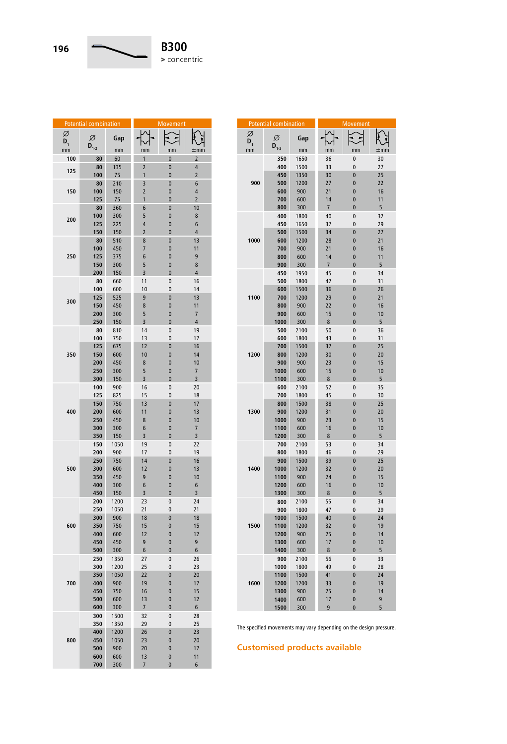# B300

> concentric

| Potential combination | | | Movement | | |
|---|---|---|---|---|---|
| Ø $D_1$ mm | Ø $D_{1-2}$ | Gap mm | mm | mm | ±mm |
| 100 | 80 | 60 | 1 | 0 | 2 |
| 125 | 80 | 135 | 2 | 0 | 4 |
| | 100 | 75 | 1 | 0 | 2 |
| 150 | 80 | 210 | 3 | 0 | 6 |
| | 100 | 150 | 2 | 0 | 4 |
| | 125 | 75 | 1 | 0 | 2 |
| 200 | 80 | 360 | 6 | 0 | 10 |
| | 100 | 300 | 5 | 0 | 8 |
| | 125 | 225 | 4 | 0 | 6 |
| | 150 | 150 | 2 | 0 | 4 |
| 250 | 80 | 510 | 8 | 0 | 13 |
| | 100 | 450 | 7 | 0 | 11 |
| | 125 | 375 | 6 | 0 | 9 |
| | 150 | 300 | 5 | 0 | 8 |
| | 200 | 150 | 3 | 0 | 4 |
| 300 | 80 | 660 | 11 | 0 | 16 |
| | 100 | 600 | 10 | 0 | 14 |
| | 125 | 525 | 9 | 0 | 13 |
| | 150 | 450 | 8 | 0 | 11 |
| | 200 | 300 | 5 | 0 | 7 |
| | 250 | 150 | 3 | 0 | 4 |
| 350 | 80 | 810 | 14 | 0 | 19 |
| | 100 | 750 | 13 | 0 | 17 |
| | 125 | 675 | 12 | 0 | 16 |
| | 150 | 600 | 10 | 0 | 14 |
| | 200 | 450 | 8 | 0 | 10 |
| | 250 | 300 | 5 | 0 | 7 |
| | 300 | 150 | 3 | 0 | 3 |
| 400 | 100 | 900 | 16 | 0 | 20 |
| | 125 | 825 | 15 | 0 | 18 |
| | 150 | 750 | 13 | 0 | 17 |
| | 200 | 600 | 11 | 0 | 13 |
| | 250 | 450 | 8 | 0 | 10 |
| | 300 | 300 | 6 | 0 | 7 |
| | 350 | 150 | 3 | 0 | 3 |
| 500 | 150 | 1050 | 19 | 0 | 22 |
| | 200 | 900 | 17 | 0 | 19 |
| | 250 | 750 | 14 | 0 | 16 |
| | 300 | 600 | 12 | 0 | 13 |
| | 350 | 450 | 9 | 0 | 10 |
| | 400 | 300 | 6 | 0 | 6 |
| | 450 | 150 | 3 | 0 | 3 |
| 600 | 200 | 1200 | 23 | 0 | 24 |
| | 250 | 1050 | 21 | 0 | 21 |
| | 300 | 900 | 18 | 0 | 18 |
| | 350 | 750 | 15 | 0 | 15 |
| | 400 | 600 | 12 | 0 | 12 |
| | 450 | 450 | 9 | 0 | 9 |
| | 500 | 300 | 6 | 0 | 6 |
| 700 | 250 | 1350 | 27 | 0 | 26 |
| | 300 | 1200 | 25 | 0 | 23 |
| | 350 | 1050 | 22 | 0 | 20 |
| | 400 | 900 | 19 | 0 | 17 |
| | 450 | 750 | 16 | 0 | 15 |
| | 500 | 600 | 13 | 0 | 12 |
| | 600 | 300 | 7 | 0 | 6 |
| 800 | 300 | 1500 | 32 | 0 | 28 |
| | 350 | 1350 | 29 | 0 | 25 |
| | 400 | 1200 | 26 | 0 | 23 |
| | 450 | 1050 | 23 | 0 | 20 |
| | 500 | 900 | 20 | 0 | 17 |
| | 600 | 600 | 13 | 0 | 11 |
| | 700 | 300 | 7 | 0 | 6 |

| Potential combination | | | Movement | | |
|---|---|---|---|---|---|
| Ø $D_1$ mm | Ø $D_{1-2}$ | Gap mm | mm | mm | ±mm |
| 900 | 350 | 1650 | 36 | 0 | 30 |
| | 400 | 1500 | 33 | 0 | 27 |
| | 450 | 1350 | 30 | 0 | 25 |
| | 500 | 1200 | 27 | 0 | 22 |
| | 600 | 900 | 21 | 0 | 16 |
| | 700 | 600 | 14 | 0 | 11 |
| | 800 | 300 | 7 | 0 | 5 |
| 1000 | 400 | 1800 | 40 | 0 | 32 |
| | 450 | 1650 | 37 | 0 | 29 |
| | 500 | 1500 | 34 | 0 | 27 |
| | 600 | 1200 | 28 | 0 | 21 |
| | 700 | 900 | 21 | 0 | 16 |
| | 800 | 600 | 14 | 0 | 11 |
| | 900 | 300 | 7 | 0 | 5 |
| 1100 | 450 | 1950 | 45 | 0 | 34 |
| | 500 | 1800 | 42 | 0 | 31 |
| | 600 | 1500 | 36 | 0 | 26 |
| | 700 | 1200 | 29 | 0 | 21 |
| | 800 | 900 | 22 | 0 | 16 |
| | 900 | 600 | 15 | 0 | 10 |
| | 1000 | 300 | 8 | 0 | 5 |
| 1200 | 500 | 2100 | 50 | 0 | 36 |
| | 600 | 1800 | 43 | 0 | 31 |
| | 700 | 1500 | 37 | 0 | 25 |
| | 800 | 1200 | 30 | 0 | 20 |
| | 900 | 900 | 23 | 0 | 15 |
| | 1000 | 600 | 15 | 0 | 10 |
| | 1100 | 300 | 8 | 0 | 5 |
| 1300 | 600 | 2100 | 52 | 0 | 35 |
| | 700 | 1800 | 45 | 0 | 30 |
| | 800 | 1500 | 38 | 0 | 25 |
| | 900 | 1200 | 31 | 0 | 20 |
| | 1000 | 900 | 23 | 0 | 15 |
| | 1100 | 600 | 16 | 0 | 10 |
| | 1200 | 300 | 8 | 0 | 5 |
| 1400 | 700 | 2100 | 53 | 0 | 34 |
| | 800 | 1800 | 46 | 0 | 29 |
| | 900 | 1500 | 39 | 0 | 25 |
| | 1000 | 1200 | 32 | 0 | 20 |
| | 1100 | 900 | 24 | 0 | 15 |
| | 1200 | 600 | 16 | 0 | 10 |
| | 1300 | 300 | 8 | 0 | 5 |
| 1500 | 800 | 2100 | 55 | 0 | 34 |
| | 900 | 1800 | 47 | 0 | 29 |
| | 1000 | 1500 | 40 | 0 | 24 |
| | 1100 | 1200 | 32 | 0 | 19 |
| | 1200 | 900 | 25 | 0 | 14 |
| | 1300 | 600 | 17 | 0 | 10 |
| | 1400 | 300 | 8 | 0 | 5 |
| 1600 | 900 | 2100 | 56 | 0 | 33 |
| | 1000 | 1800 | 49 | 0 | 28 |
| | 1100 | 1500 | 41 | 0 | 24 |
| | 1200 | 1200 | 33 | 0 | 19 |
| | 1300 | 900 | 25 | 0 | 14 |
| | 1400 | 600 | 17 | 0 | 9 |
| | 1500 | 300 | 9 | 0 | 5 |

The specified movements may vary depending on the design pressure.

**Customised products available**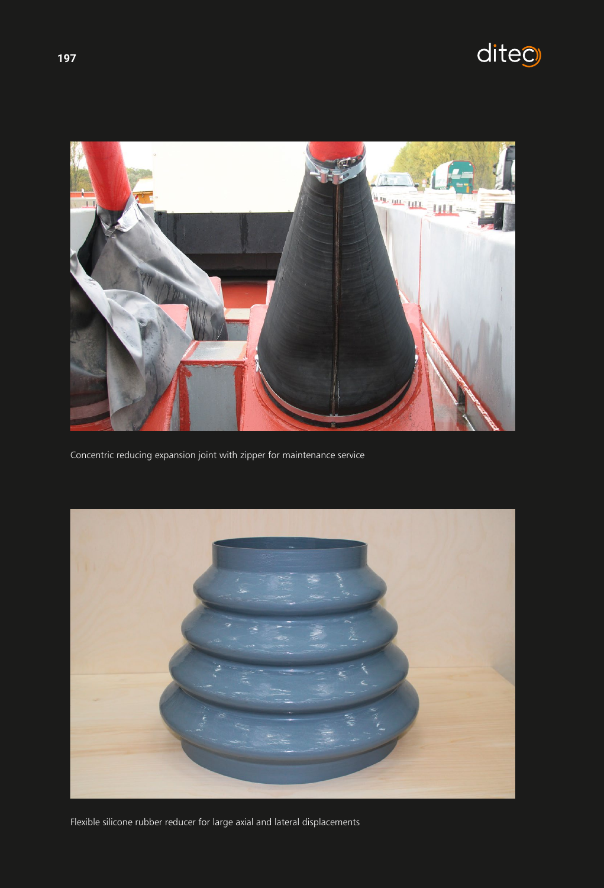Concentric reducing expansion joint with zipper for maintenance service

Flexible silicone rubber reducer for large axial and lateral displacements